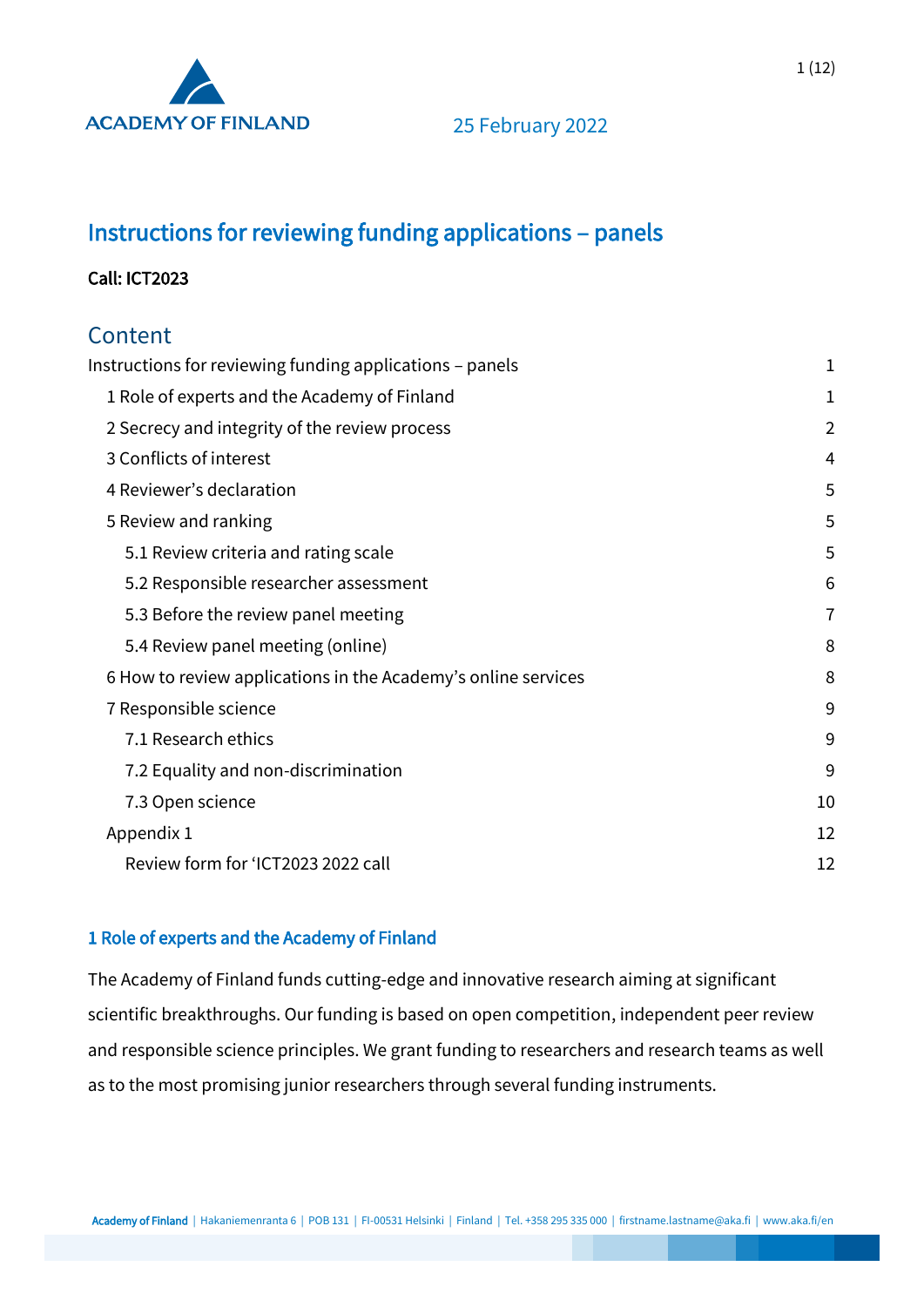25 February 2022

# Instructions for reviewing funding applications – panels

**Call: ICT2023**

## Content

| | |
|---|---|
| Instructions for reviewing funding applications – panels | 1 |
| 1 Role of experts and the Academy of Finland | 1 |
| 2 Secrecy and integrity of the review process | 2 |
| 3 Conflicts of interest | 4 |
| 4 Reviewer's declaration | 5 |
| 5 Review and ranking | 5 |
| 5.1 Review criteria and rating scale | 5 |
| 5.2 Responsible researcher assessment | 6 |
| 5.3 Before the review panel meeting | 7 |
| 5.4 Review panel meeting (online) | 8 |
| 6 How to review applications in the Academy's online services | 8 |
| 7 Responsible science | 9 |
| 7.1 Research ethics | 9 |
| 7.2 Equality and non-discrimination | 9 |
| 7.3 Open science | 10 |
| Appendix 1 | 12 |
| Review form for 'ICT2023 2022 call | 12 |

### 1 Role of experts and the Academy of Finland

The Academy of Finland funds cutting-edge and innovative research aiming at significant scientific breakthroughs. Our funding is based on open competition, independent peer review and responsible science principles. We grant funding to researchers and research teams as well as to the most promising junior researchers through several funding instruments.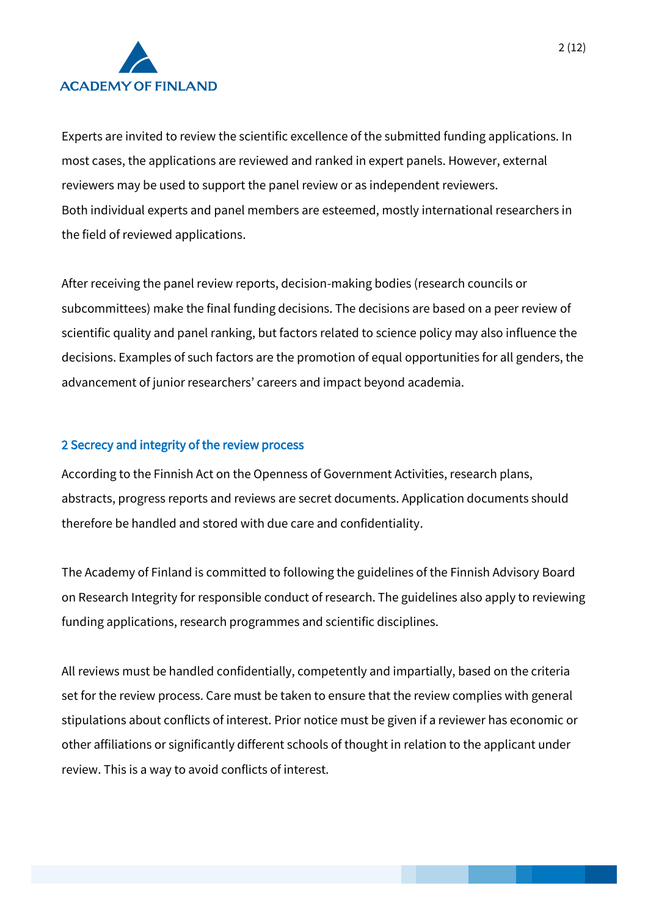Experts are invited to review the scientific excellence of the submitted funding applications. In most cases, the applications are reviewed and ranked in expert panels. However, external reviewers may be used to support the panel review or as independent reviewers.
Both individual experts and panel members are esteemed, mostly international researchers in the field of reviewed applications.

After receiving the panel review reports, decision-making bodies (research councils or subcommittees) make the final funding decisions. The decisions are based on a peer review of scientific quality and panel ranking, but factors related to science policy may also influence the decisions. Examples of such factors are the promotion of equal opportunities for all genders, the advancement of junior researchers' careers and impact beyond academia.

## 2 Secrecy and integrity of the review process

According to the Finnish Act on the Openness of Government Activities, research plans, abstracts, progress reports and reviews are secret documents. Application documents should therefore be handled and stored with due care and confidentiality.

The Academy of Finland is committed to following the guidelines of the Finnish Advisory Board on Research Integrity for responsible conduct of research. The guidelines also apply to reviewing funding applications, research programmes and scientific disciplines.

All reviews must be handled confidentially, competently and impartially, based on the criteria set for the review process. Care must be taken to ensure that the review complies with general stipulations about conflicts of interest. Prior notice must be given if a reviewer has economic or other affiliations or significantly different schools of thought in relation to the applicant under review. This is a way to avoid conflicts of interest.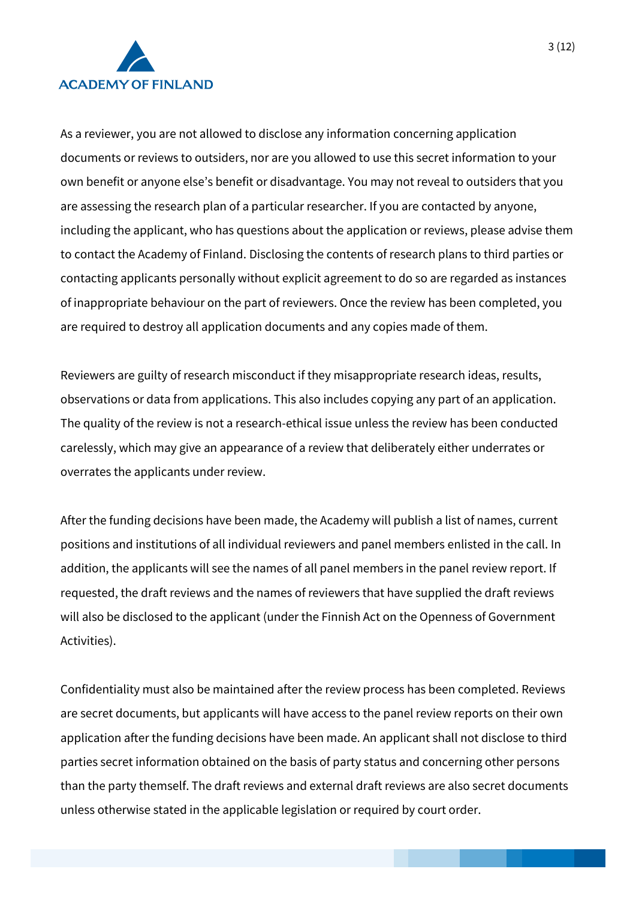As a reviewer, you are not allowed to disclose any information concerning application documents or reviews to outsiders, nor are you allowed to use this secret information to your own benefit or anyone else's benefit or disadvantage. You may not reveal to outsiders that you are assessing the research plan of a particular researcher. If you are contacted by anyone, including the applicant, who has questions about the application or reviews, please advise them to contact the Academy of Finland. Disclosing the contents of research plans to third parties or contacting applicants personally without explicit agreement to do so are regarded as instances of inappropriate behaviour on the part of reviewers. Once the review has been completed, you are required to destroy all application documents and any copies made of them.

Reviewers are guilty of research misconduct if they misappropriate research ideas, results, observations or data from applications. This also includes copying any part of an application. The quality of the review is not a research-ethical issue unless the review has been conducted carelessly, which may give an appearance of a review that deliberately either underrates or overrates the applicants under review.

After the funding decisions have been made, the Academy will publish a list of names, current positions and institutions of all individual reviewers and panel members enlisted in the call. In addition, the applicants will see the names of all panel members in the panel review report. If requested, the draft reviews and the names of reviewers that have supplied the draft reviews will also be disclosed to the applicant (under the Finnish Act on the Openness of Government Activities).

Confidentiality must also be maintained after the review process has been completed. Reviews are secret documents, but applicants will have access to the panel review reports on their own application after the funding decisions have been made. An applicant shall not disclose to third parties secret information obtained on the basis of party status and concerning other persons than the party themself. The draft reviews and external draft reviews are also secret documents unless otherwise stated in the applicable legislation or required by court order.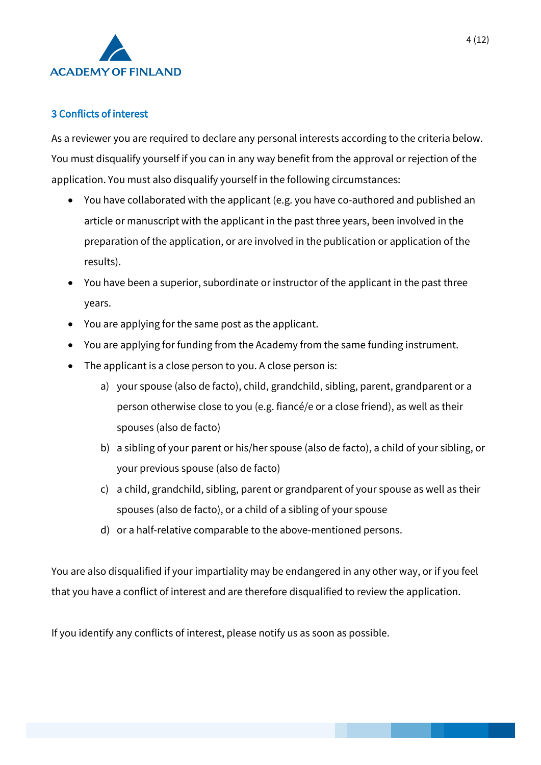## 3 Conflicts of interest

As a reviewer you are required to declare any personal interests according to the criteria below. You must disqualify yourself if you can in any way benefit from the approval or rejection of the application. You must also disqualify yourself in the following circumstances:

- You have collaborated with the applicant (e.g. you have co-authored and published an article or manuscript with the applicant in the past three years, been involved in the preparation of the application, or are involved in the publication or application of the results).
- You have been a superior, subordinate or instructor of the applicant in the past three years.
- You are applying for the same post as the applicant.
- You are applying for funding from the Academy from the same funding instrument.
- The applicant is a close person to you. A close person is:
  a) your spouse (also de facto), child, grandchild, sibling, parent, grandparent or a person otherwise close to you (e.g. fiancé/e or a close friend), as well as their spouses (also de facto)
  b) a sibling of your parent or his/her spouse (also de facto), a child of your sibling, or your previous spouse (also de facto)
  c) a child, grandchild, sibling, parent or grandparent of your spouse as well as their spouses (also de facto), or a child of a sibling of your spouse
  d) or a half-relative comparable to the above-mentioned persons.

You are also disqualified if your impartiality may be endangered in any other way, or if you feel that you have a conflict of interest and are therefore disqualified to review the application.

If you identify any conflicts of interest, please notify us as soon as possible.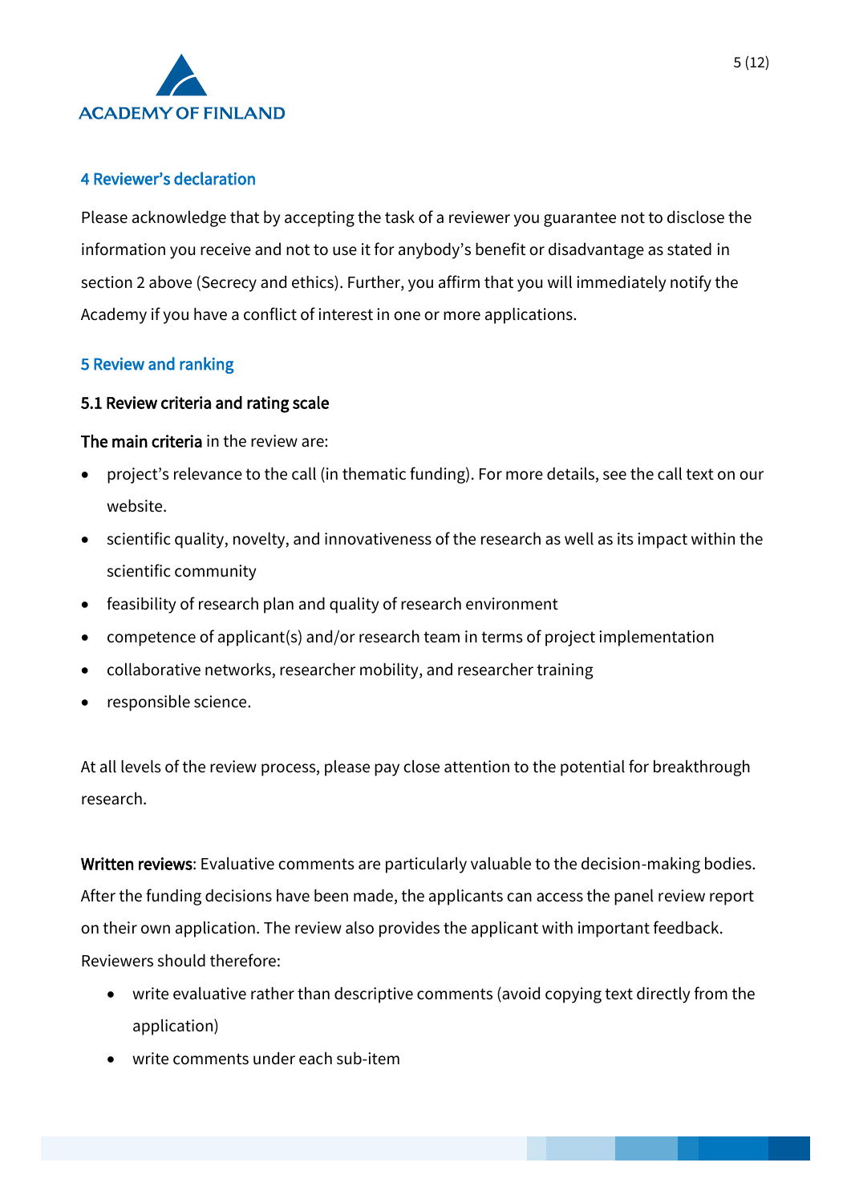## 4 Reviewer's declaration

Please acknowledge that by accepting the task of a reviewer you guarantee not to disclose the information you receive and not to use it for anybody's benefit or disadvantage as stated in section 2 above (Secrecy and ethics). Further, you affirm that you will immediately notify the Academy if you have a conflict of interest in one or more applications.

## 5 Review and ranking

### 5.1 Review criteria and rating scale

**The main criteria** in the review are:

- project's relevance to the call (in thematic funding). For more details, see the call text on our website.
- scientific quality, novelty, and innovativeness of the research as well as its impact within the scientific community
- feasibility of research plan and quality of research environment
- competence of applicant(s) and/or research team in terms of project implementation
- collaborative networks, researcher mobility, and researcher training
- responsible science.

At all levels of the review process, please pay close attention to the potential for breakthrough research.

**Written reviews**: Evaluative comments are particularly valuable to the decision-making bodies. After the funding decisions have been made, the applicants can access the panel review report on their own application. The review also provides the applicant with important feedback. Reviewers should therefore:

- write evaluative rather than descriptive comments (avoid copying text directly from the application)
- write comments under each sub-item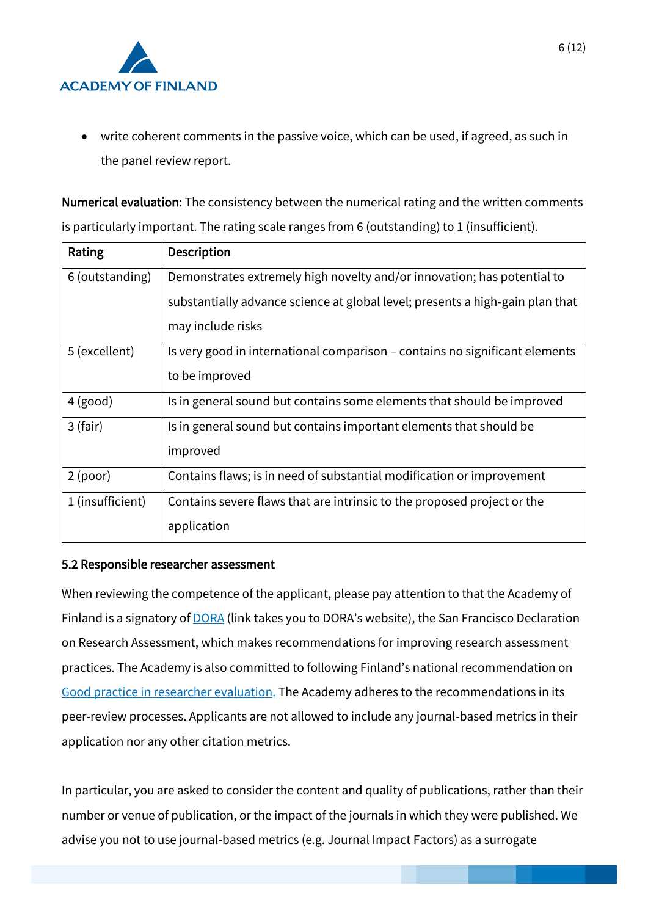- write coherent comments in the passive voice, which can be used, if agreed, as such in the panel review report.

**Numerical evaluation**: The consistency between the numerical rating and the written comments is particularly important. The rating scale ranges from 6 (outstanding) to 1 (insufficient).

| Rating | Description |
|---|---|
| 6 (outstanding) | Demonstrates extremely high novelty and/or innovation; has potential to substantially advance science at global level; presents a high-gain plan that may include risks |
| 5 (excellent) | Is very good in international comparison – contains no significant elements to be improved |
| 4 (good) | Is in general sound but contains some elements that should be improved |
| 3 (fair) | Is in general sound but contains important elements that should be improved |
| 2 (poor) | Contains flaws; is in need of substantial modification or improvement |
| 1 (insufficient) | Contains severe flaws that are intrinsic to the proposed project or the application |

### 5.2 Responsible researcher assessment

When reviewing the competence of the applicant, please pay attention to that the Academy of Finland is a signatory of DORA (link takes you to DORA's website), the San Francisco Declaration on Research Assessment, which makes recommendations for improving research assessment practices. The Academy is also committed to following Finland's national recommendation on Good practice in researcher evaluation. The Academy adheres to the recommendations in its peer-review processes. Applicants are not allowed to include any journal-based metrics in their application nor any other citation metrics.

In particular, you are asked to consider the content and quality of publications, rather than their number or venue of publication, or the impact of the journals in which they were published. We advise you not to use journal-based metrics (e.g. Journal Impact Factors) as a surrogate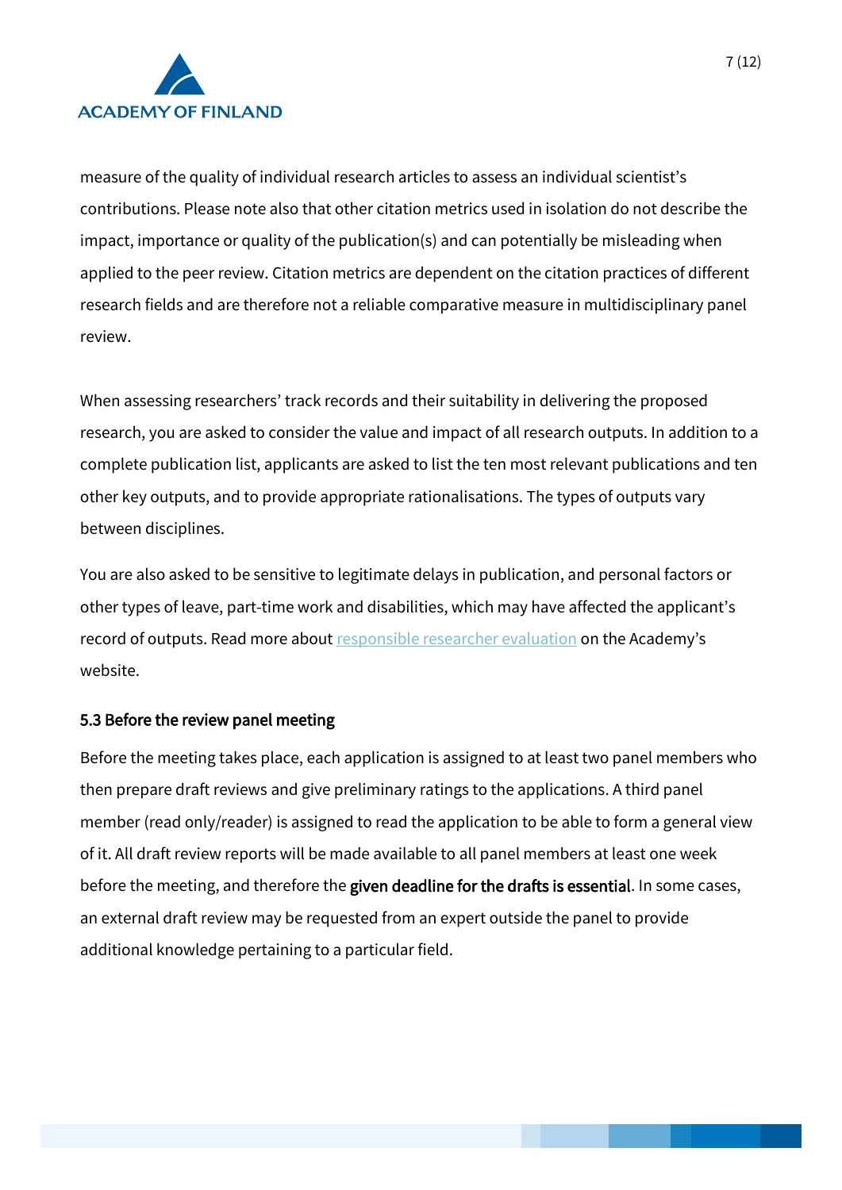measure of the quality of individual research articles to assess an individual scientist's contributions. Please note also that other citation metrics used in isolation do not describe the impact, importance or quality of the publication(s) and can potentially be misleading when applied to the peer review. Citation metrics are dependent on the citation practices of different research fields and are therefore not a reliable comparative measure in multidisciplinary panel review.

When assessing researchers' track records and their suitability in delivering the proposed research, you are asked to consider the value and impact of all research outputs. In addition to a complete publication list, applicants are asked to list the ten most relevant publications and ten other key outputs, and to provide appropriate rationalisations. The types of outputs vary between disciplines.

You are also asked to be sensitive to legitimate delays in publication, and personal factors or other types of leave, part-time work and disabilities, which may have affected the applicant's record of outputs. Read more about responsible researcher evaluation on the Academy's website.

### 5.3 Before the review panel meeting

Before the meeting takes place, each application is assigned to at least two panel members who then prepare draft reviews and give preliminary ratings to the applications. A third panel member (read only/reader) is assigned to read the application to be able to form a general view of it. All draft review reports will be made available to all panel members at least one week before the meeting, and therefore the **given deadline for the drafts is essential**. In some cases, an external draft review may be requested from an expert outside the panel to provide additional knowledge pertaining to a particular field.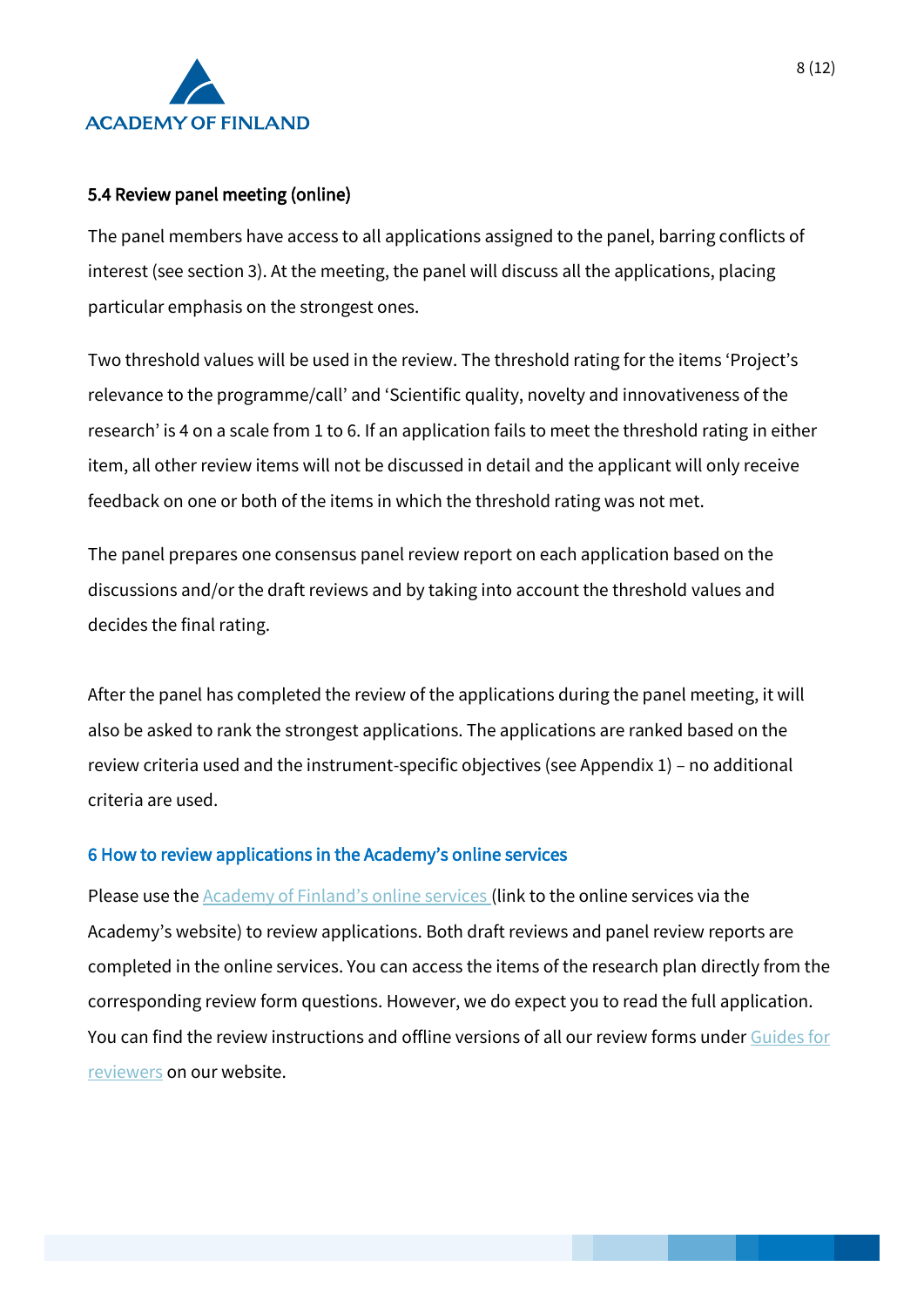### 5.4 Review panel meeting (online)

The panel members have access to all applications assigned to the panel, barring conflicts of interest (see section 3). At the meeting, the panel will discuss all the applications, placing particular emphasis on the strongest ones.

Two threshold values will be used in the review. The threshold rating for the items 'Project's relevance to the programme/call' and 'Scientific quality, novelty and innovativeness of the research' is 4 on a scale from 1 to 6. If an application fails to meet the threshold rating in either item, all other review items will not be discussed in detail and the applicant will only receive feedback on one or both of the items in which the threshold rating was not met.

The panel prepares one consensus panel review report on each application based on the discussions and/or the draft reviews and by taking into account the threshold values and decides the final rating.

After the panel has completed the review of the applications during the panel meeting, it will also be asked to rank the strongest applications. The applications are ranked based on the review criteria used and the instrument-specific objectives (see Appendix 1) – no additional criteria are used.

## 6 How to review applications in the Academy's online services

Please use the Academy of Finland's online services (link to the online services via the Academy's website) to review applications. Both draft reviews and panel review reports are completed in the online services. You can access the items of the research plan directly from the corresponding review form questions. However, we do expect you to read the full application. You can find the review instructions and offline versions of all our review forms under Guides for reviewers on our website.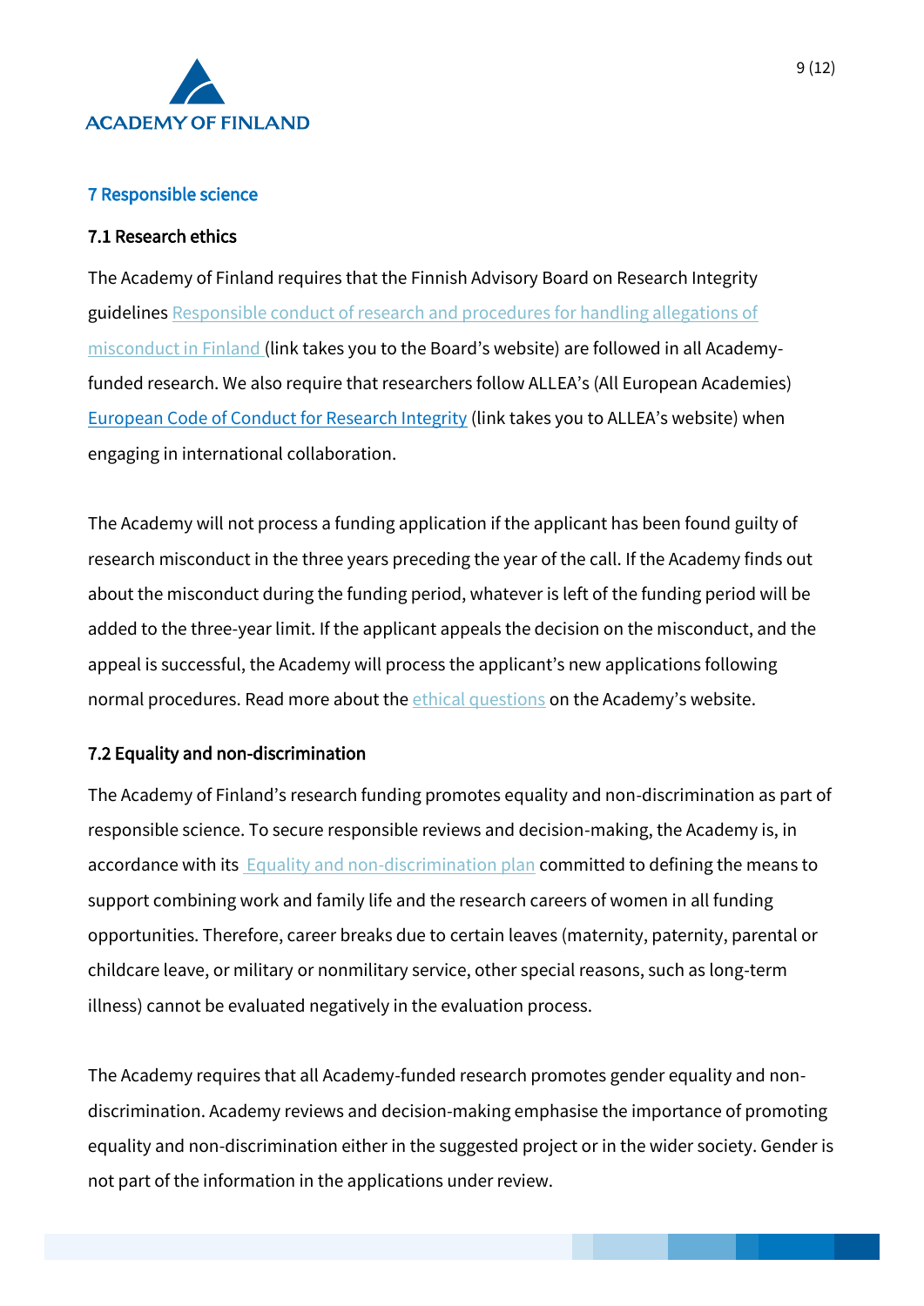## 7 Responsible science

### 7.1 Research ethics

The Academy of Finland requires that the Finnish Advisory Board on Research Integrity guidelines Responsible conduct of research and procedures for handling allegations of misconduct in Finland (link takes you to the Board's website) are followed in all Academy-funded research. We also require that researchers follow ALLEA's (All European Academies) European Code of Conduct for Research Integrity (link takes you to ALLEA's website) when engaging in international collaboration.

The Academy will not process a funding application if the applicant has been found guilty of research misconduct in the three years preceding the year of the call. If the Academy finds out about the misconduct during the funding period, whatever is left of the funding period will be added to the three-year limit. If the applicant appeals the decision on the misconduct, and the appeal is successful, the Academy will process the applicant's new applications following normal procedures. Read more about the ethical questions on the Academy's website.

### 7.2 Equality and non-discrimination

The Academy of Finland's research funding promotes equality and non-discrimination as part of responsible science. To secure responsible reviews and decision-making, the Academy is, in accordance with its Equality and non-discrimination plan committed to defining the means to support combining work and family life and the research careers of women in all funding opportunities. Therefore, career breaks due to certain leaves (maternity, paternity, parental or childcare leave, or military or nonmilitary service, other special reasons, such as long-term illness) cannot be evaluated negatively in the evaluation process.

The Academy requires that all Academy-funded research promotes gender equality and non-discrimination. Academy reviews and decision-making emphasise the importance of promoting equality and non-discrimination either in the suggested project or in the wider society. Gender is not part of the information in the applications under review.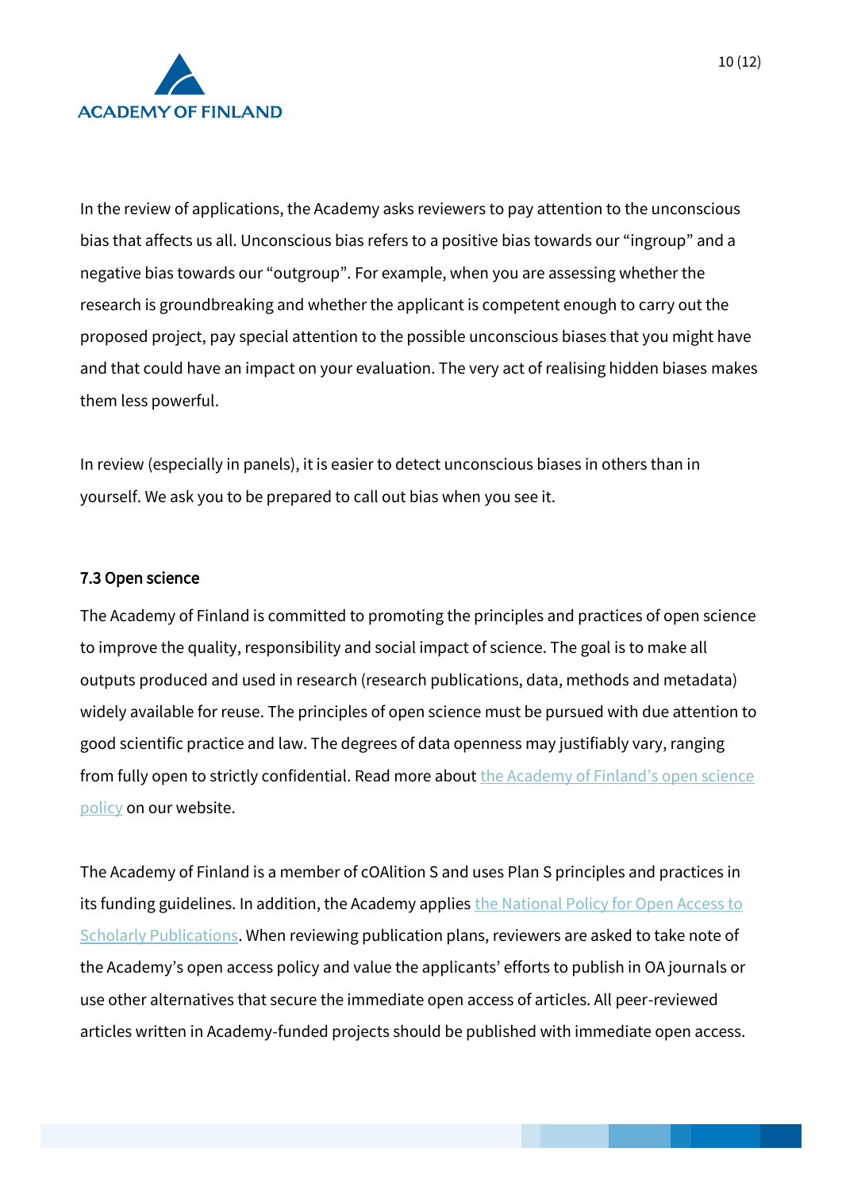In the review of applications, the Academy asks reviewers to pay attention to the unconscious bias that affects us all. Unconscious bias refers to a positive bias towards our "ingroup" and a negative bias towards our "outgroup". For example, when you are assessing whether the research is groundbreaking and whether the applicant is competent enough to carry out the proposed project, pay special attention to the possible unconscious biases that you might have and that could have an impact on your evaluation. The very act of realising hidden biases makes them less powerful.

In review (especially in panels), it is easier to detect unconscious biases in others than in yourself. We ask you to be prepared to call out bias when you see it.

### 7.3 Open science

The Academy of Finland is committed to promoting the principles and practices of open science to improve the quality, responsibility and social impact of science. The goal is to make all outputs produced and used in research (research publications, data, methods and metadata) widely available for reuse. The principles of open science must be pursued with due attention to good scientific practice and law. The degrees of data openness may justifiably vary, ranging from fully open to strictly confidential. Read more about the Academy of Finland's open science policy on our website.

The Academy of Finland is a member of cOAlition S and uses Plan S principles and practices in its funding guidelines. In addition, the Academy applies the National Policy for Open Access to Scholarly Publications. When reviewing publication plans, reviewers are asked to take note of the Academy's open access policy and value the applicants' efforts to publish in OA journals or use other alternatives that secure the immediate open access of articles. All peer-reviewed articles written in Academy-funded projects should be published with immediate open access.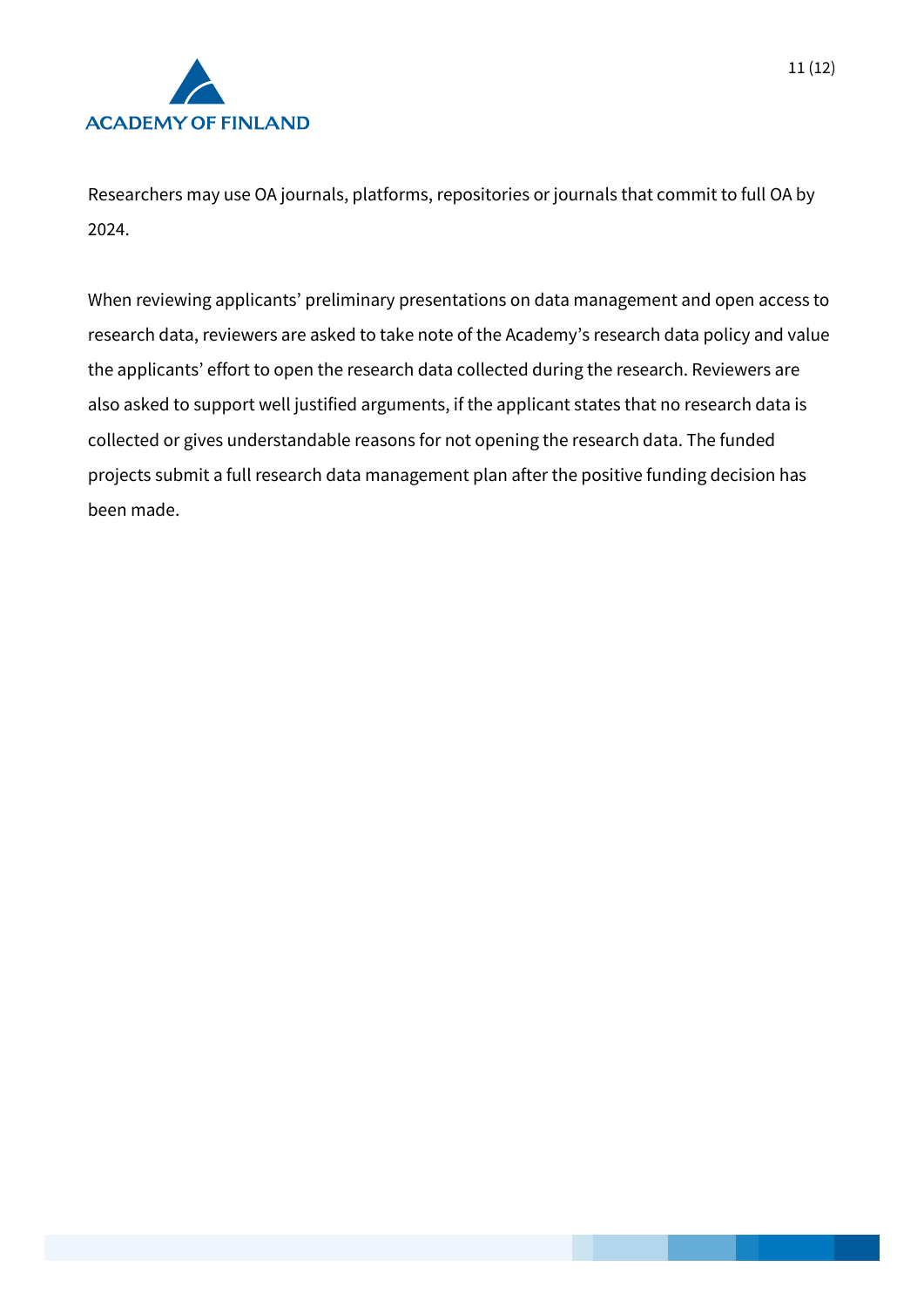Researchers may use OA journals, platforms, repositories or journals that commit to full OA by 2024.

When reviewing applicants’ preliminary presentations on data management and open access to research data, reviewers are asked to take note of the Academy’s research data policy and value the applicants’ effort to open the research data collected during the research. Reviewers are also asked to support well justified arguments, if the applicant states that no research data is collected or gives understandable reasons for not opening the research data. The funded projects submit a full research data management plan after the positive funding decision has been made.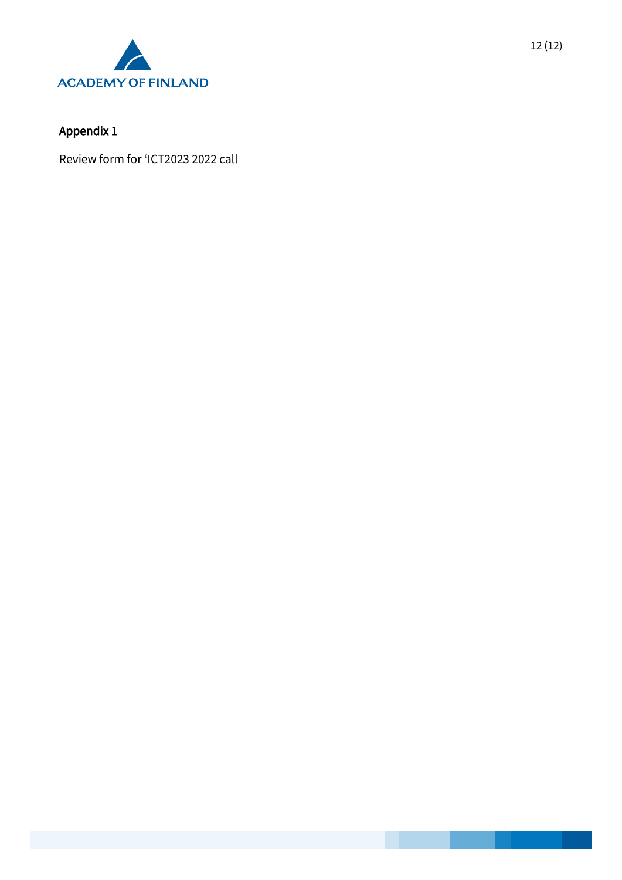# Appendix 1

Review form for ‘ICT2023 2022 call